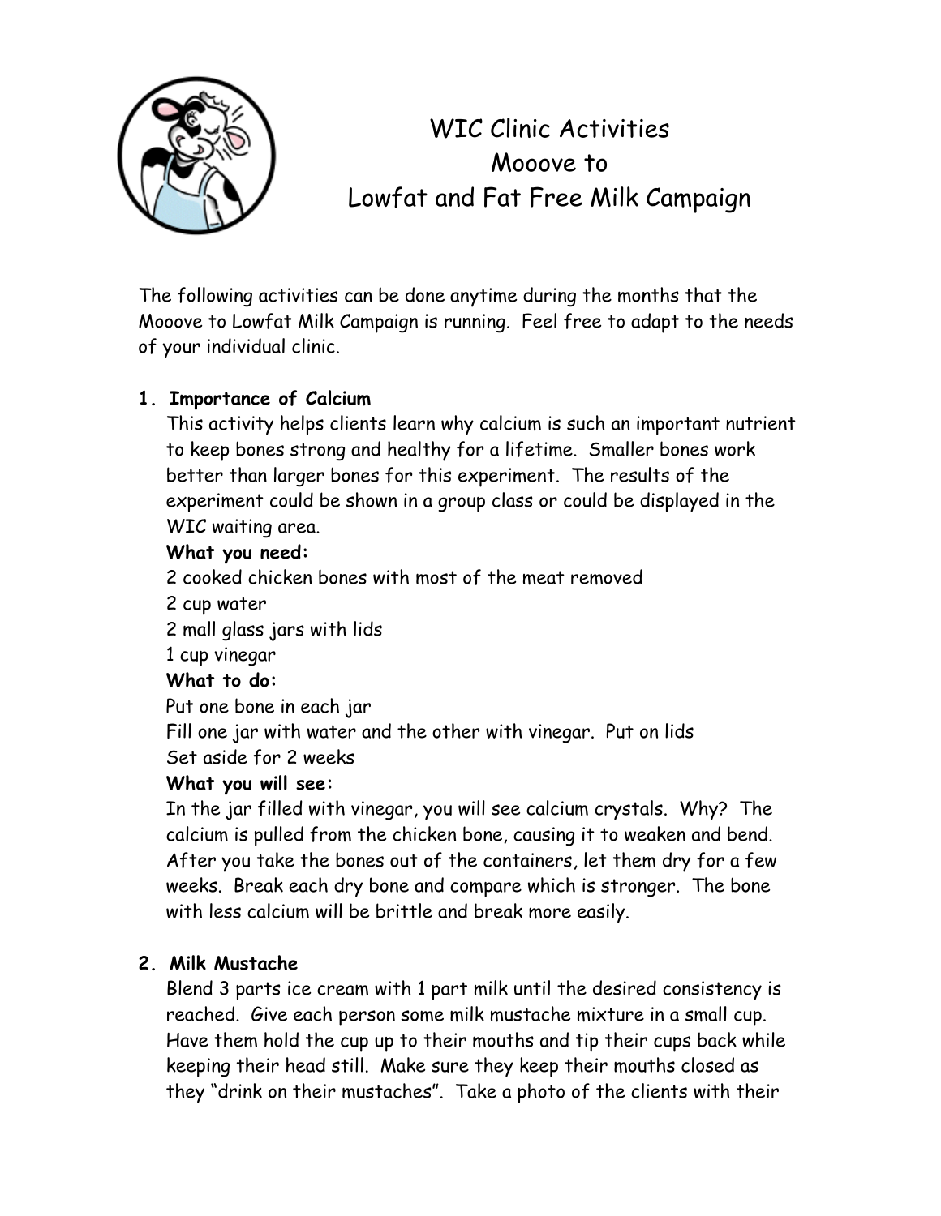# WIC Clinic Activities
# Mooove to
# Lowfat and Fat Free Milk Campaign

The following activities can be done anytime during the months that the Mooove to Lowfat Milk Campaign is running. Feel free to adapt to the needs of your individual clinic.

**1. Importance of Calcium**

This activity helps clients learn why calcium is such an important nutrient to keep bones strong and healthy for a lifetime. Smaller bones work better than larger bones for this experiment. The results of the experiment could be shown in a group class or could be displayed in the WIC waiting area.

**What you need:**

2 cooked chicken bones with most of the meat removed
2 cup water
2 mall glass jars with lids
1 cup vinegar

**What to do:**

Put one bone in each jar
Fill one jar with water and the other with vinegar. Put on lids
Set aside for 2 weeks

**What you will see:**

In the jar filled with vinegar, you will see calcium crystals. Why? The calcium is pulled from the chicken bone, causing it to weaken and bend. After you take the bones out of the containers, let them dry for a few weeks. Break each dry bone and compare which is stronger. The bone with less calcium will be brittle and break more easily.

**2. Milk Mustache**

Blend 3 parts ice cream with 1 part milk until the desired consistency is reached. Give each person some milk mustache mixture in a small cup. Have them hold the cup up to their mouths and tip their cups back while keeping their head still. Make sure they keep their mouths closed as they "drink on their mustaches". Take a photo of the clients with their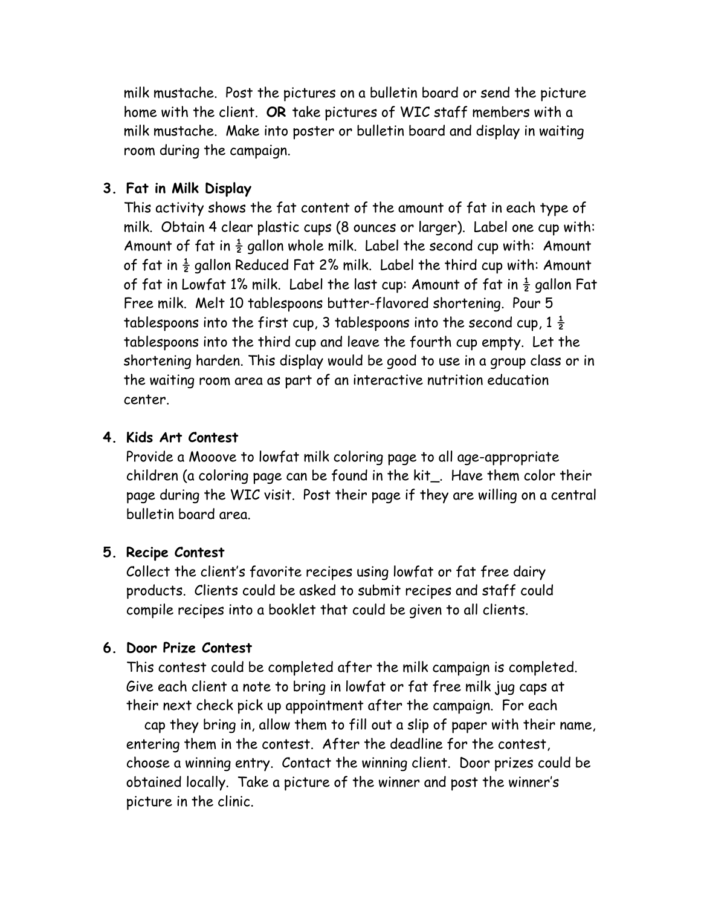milk mustache. Post the pictures on a bulletin board or send the picture home with the client. **OR** take pictures of WIC staff members with a milk mustache. Make into poster or bulletin board and display in waiting room during the campaign.

3. **Fat in Milk Display**
   This activity shows the fat content of the amount of fat in each type of milk. Obtain 4 clear plastic cups (8 ounces or larger). Label one cup with: Amount of fat in ½ gallon whole milk. Label the second cup with: Amount of fat in ½ gallon Reduced Fat 2% milk. Label the third cup with: Amount of fat in Lowfat 1% milk. Label the last cup: Amount of fat in ½ gallon Fat Free milk. Melt 10 tablespoons butter-flavored shortening. Pour 5 tablespoons into the first cup, 3 tablespoons into the second cup, 1 ½ tablespoons into the third cup and leave the fourth cup empty. Let the shortening harden. This display would be good to use in a group class or in the waiting room area as part of an interactive nutrition education center.

4. **Kids Art Contest**
   Provide a Mooove to lowfat milk coloring page to all age-appropriate children (a coloring page can be found in the kit_. Have them color their page during the WIC visit. Post their page if they are willing on a central bulletin board area.

5. **Recipe Contest**
   Collect the client's favorite recipes using lowfat or fat free dairy products. Clients could be asked to submit recipes and staff could compile recipes into a booklet that could be given to all clients.

6. **Door Prize Contest**
   This contest could be completed after the milk campaign is completed. Give each client a note to bring in lowfat or fat free milk jug caps at their next check pick up appointment after the campaign. For each cap they bring in, allow them to fill out a slip of paper with their name, entering them in the contest. After the deadline for the contest, choose a winning entry. Contact the winning client. Door prizes could be obtained locally. Take a picture of the winner and post the winner's picture in the clinic.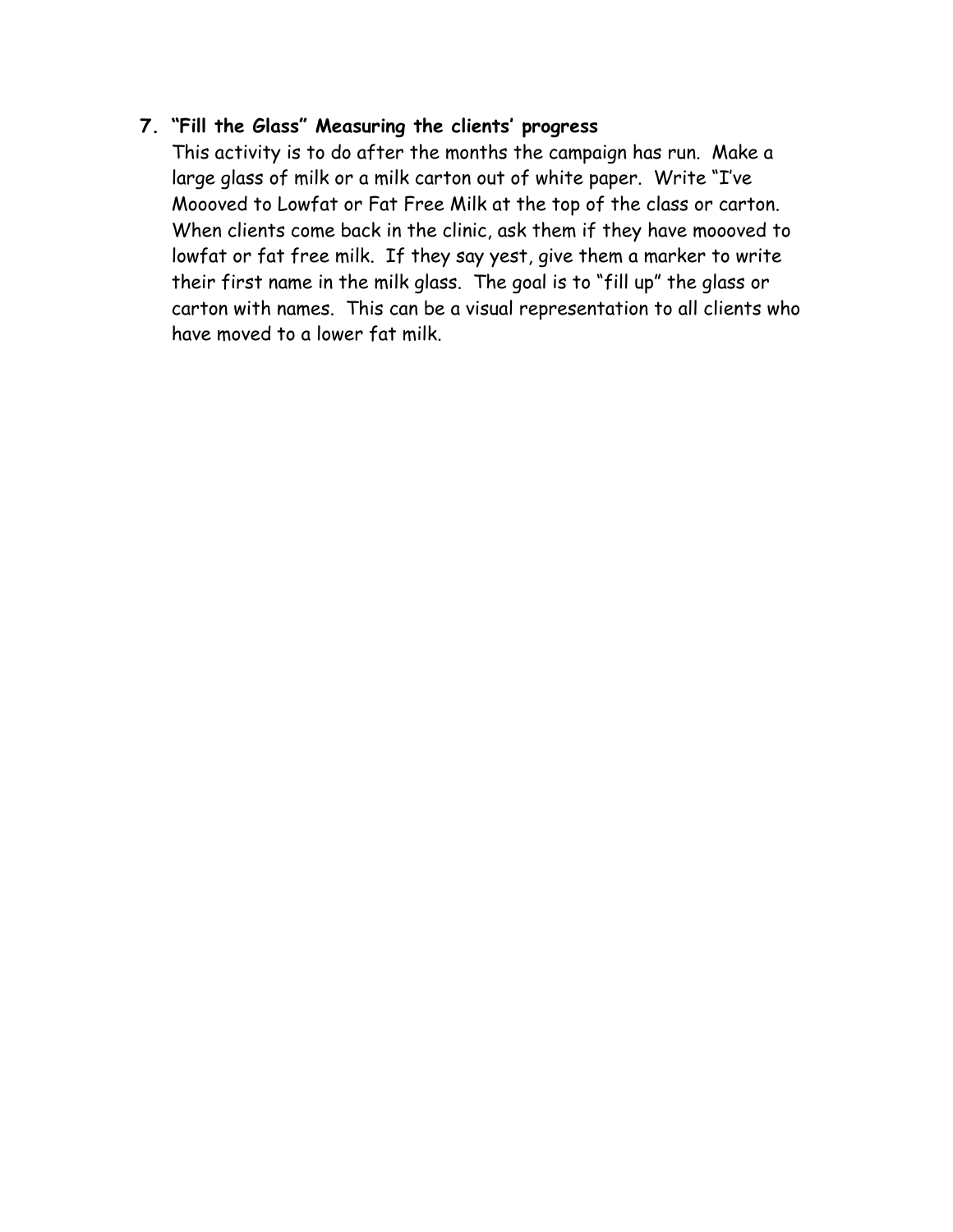7. **"Fill the Glass" Measuring the clients' progress**

   This activity is to do after the months the campaign has run. Make a large glass of milk or a milk carton out of white paper. Write "I've Moooved to Lowfat or Fat Free Milk at the top of the class or carton. When clients come back in the clinic, ask them if they have moooved to lowfat or fat free milk. If they say yest, give them a marker to write their first name in the milk glass. The goal is to "fill up" the glass or carton with names. This can be a visual representation to all clients who have moved to a lower fat milk.